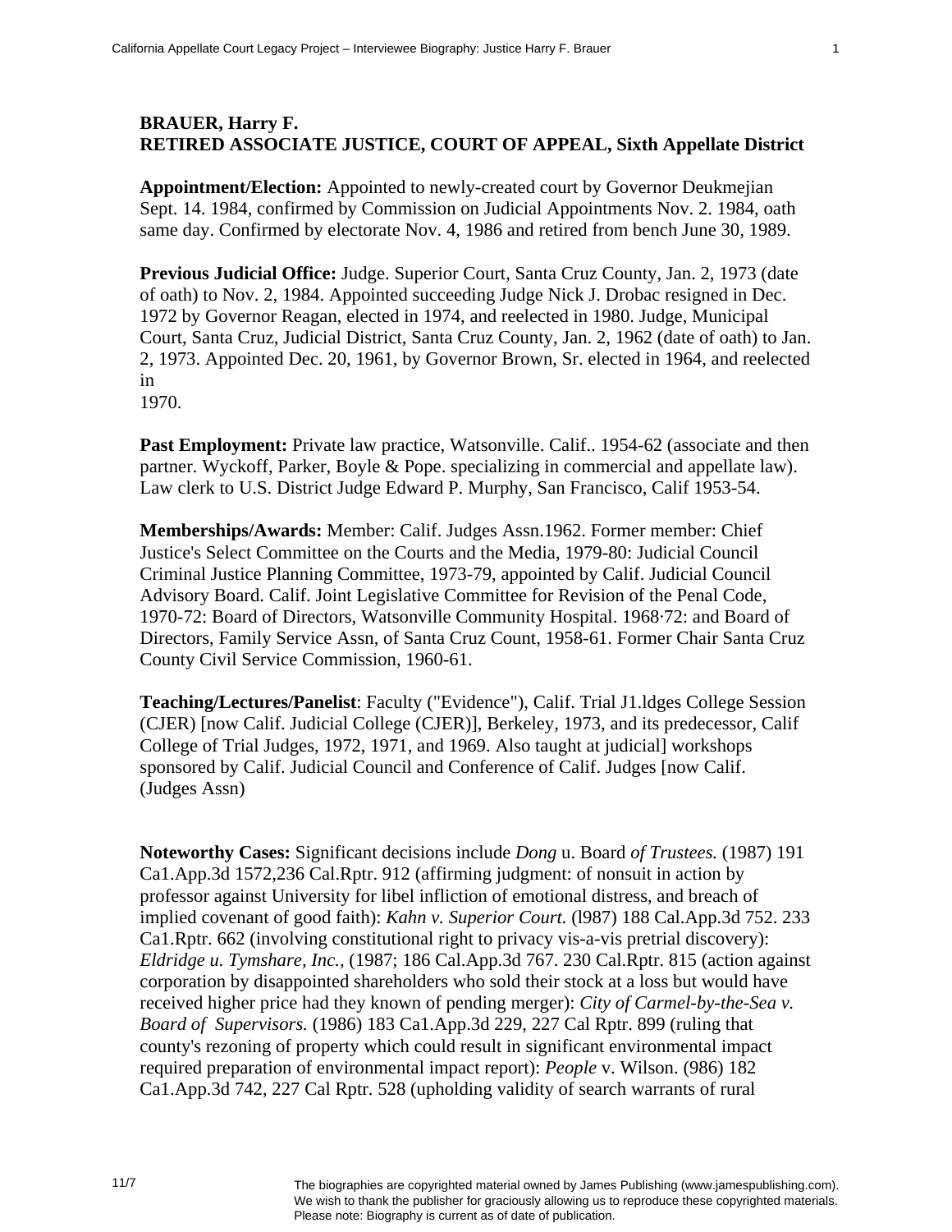**BRAUER, Harry F.**
**RETIRED ASSOCIATE JUSTICE, COURT OF APPEAL, Sixth Appellate District**

**Appointment/Election:** Appointed to newly-created court by Governor Deukmejian Sept. 14. 1984, confirmed by Commission on Judicial Appointments Nov. 2. 1984, oath same day. Confirmed by electorate Nov. 4, 1986 and retired from bench June 30, 1989.

**Previous Judicial Office:** Judge. Superior Court, Santa Cruz County, Jan. 2, 1973 (date of oath) to Nov. 2, 1984. Appointed succeeding Judge Nick J. Drobac resigned in Dec. 1972 by Governor Reagan, elected in 1974, and reelected in 1980. Judge, Municipal Court, Santa Cruz, Judicial District, Santa Cruz County, Jan. 2, 1962 (date of oath) to Jan. 2, 1973. Appointed Dec. 20, 1961, by Governor Brown, Sr. elected in 1964, and reelected in
1970.

**Past Employment:** Private law practice, Watsonville. Calif.. 1954-62 (associate and then partner. Wyckoff, Parker, Boyle & Pope. specializing in commercial and appellate law). Law clerk to U.S. District Judge Edward P. Murphy, San Francisco, Calif 1953-54.

**Memberships/Awards:** Member: Calif. Judges Assn.1962. Former member: Chief Justice's Select Committee on the Courts and the Media, 1979-80: Judicial Council Criminal Justice Planning Committee, 1973-79, appointed by Calif. Judicial Council Advisory Board. Calif. Joint Legislative Committee for Revision of the Penal Code, 1970-72: Board of Directors, Watsonville Community Hospital. 1968·72: and Board of Directors, Family Service Assn, of Santa Cruz Count, 1958-61. Former Chair Santa Cruz County Civil Service Commission, 1960-61.

**Teaching/Lectures/Panelist**: Faculty ("Evidence"), Calif. Trial J1.ldges College Session (CJER) [now Calif. Judicial College (CJER)], Berkeley, 1973, and its predecessor, Calif College of Trial Judges, 1972, 1971, and 1969. Also taught at judicial] workshops sponsored by Calif. Judicial Council and Conference of Calif. Judges [now Calif. (Judges Assn)

**Noteworthy Cases:** Significant decisions include *Dong* u. Board *of Trustees.* (1987) 191 Ca1.App.3d 1572,236 Cal.Rptr. 912 (affirming judgment: of nonsuit in action by professor against University for libel infliction of emotional distress, and breach of implied covenant of good faith): *Kahn v. Superior Court.* (l987) 188 Cal.App.3d 752. 233 Ca1.Rptr. 662 (involving constitutional right to privacy vis-a-vis pretrial discovery): *Eldridge u. Tymshare, Inc.,* (1987; 186 Cal.App.3d 767. 230 Cal.Rptr. 815 (action against corporation by disappointed shareholders who sold their stock at a loss but would have received higher price had they known of pending merger): *City of Carmel-by-the-Sea v. Board of Supervisors.* (1986) 183 Ca1.App.3d 229, 227 Cal Rptr. 899 (ruling that county's rezoning of property which could result in significant environmental impact required preparation of environmental impact report): *People* v. Wilson. (986) 182 Ca1.App.3d 742, 227 Cal Rptr. 528 (upholding validity of search warrants of rural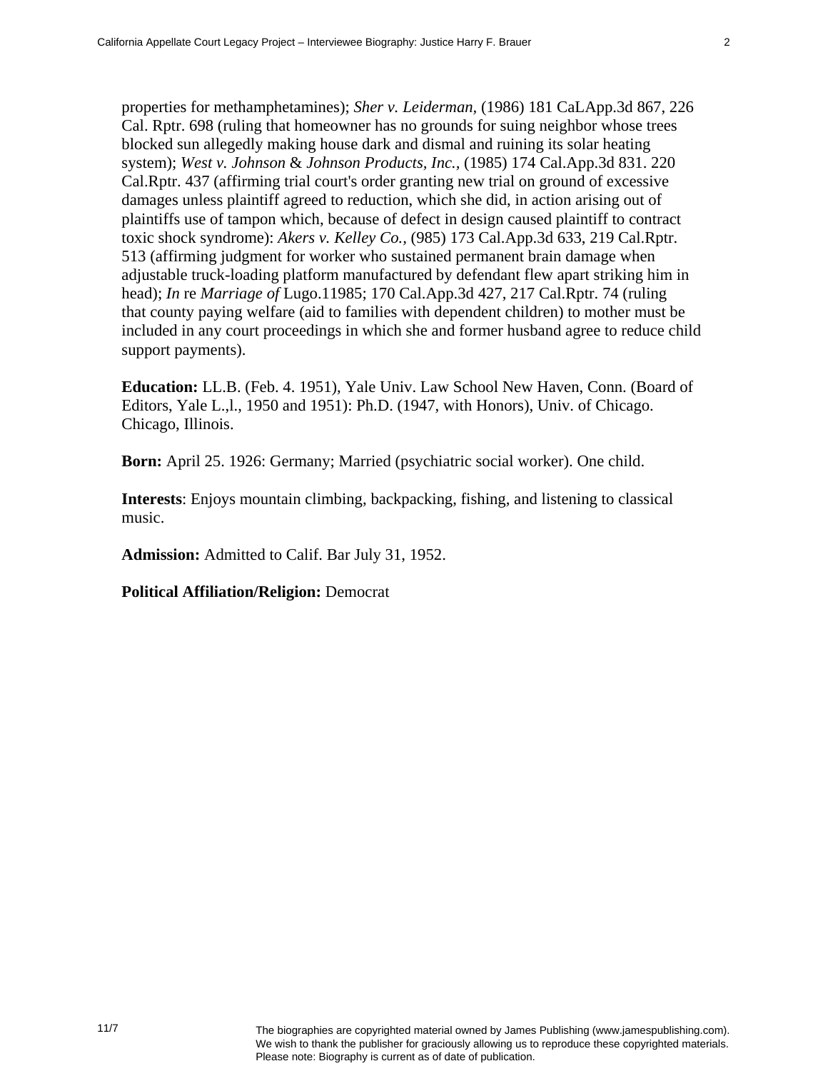properties for methamphetamines); *Sher v. Leiderman,* (1986) 181 CaLApp.3d 867, 226 Cal. Rptr. 698 (ruling that homeowner has no grounds for suing neighbor whose trees blocked sun allegedly making house dark and dismal and ruining its solar heating system); *West v. Johnson* & *Johnson Products, Inc.,* (1985) 174 Cal.App.3d 831. 220 Cal.Rptr. 437 (affirming trial court's order granting new trial on ground of excessive damages unless plaintiff agreed to reduction, which she did, in action arising out of plaintiffs use of tampon which, because of defect in design caused plaintiff to contract toxic shock syndrome): *Akers v. Kelley Co.,* (985) 173 Cal.App.3d 633, 219 Cal.Rptr. 513 (affirming judgment for worker who sustained permanent brain damage when adjustable truck-loading platform manufactured by defendant flew apart striking him in head); *In* re *Marriage of* Lugo.11985; 170 Cal.App.3d 427, 217 Cal.Rptr. 74 (ruling that county paying welfare (aid to families with dependent children) to mother must be included in any court proceedings in which she and former husband agree to reduce child support payments).

**Education:** LL.B. (Feb. 4. 1951), Yale Univ. Law School New Haven, Conn. (Board of Editors, Yale L.,l., 1950 and 1951): Ph.D. (1947, with Honors), Univ. of Chicago. Chicago, Illinois.

**Born:** April 25. 1926: Germany; Married (psychiatric social worker). One child.

**Interests**: Enjoys mountain climbing, backpacking, fishing, and listening to classical music.

**Admission:** Admitted to Calif. Bar July 31, 1952.

**Political Affiliation/Religion:** Democrat

11/7

The biographies are copyrighted material owned by James Publishing (www.jamespublishing.com). We wish to thank the publisher for graciously allowing us to reproduce these copyrighted materials. Please note: Biography is current as of date of publication.